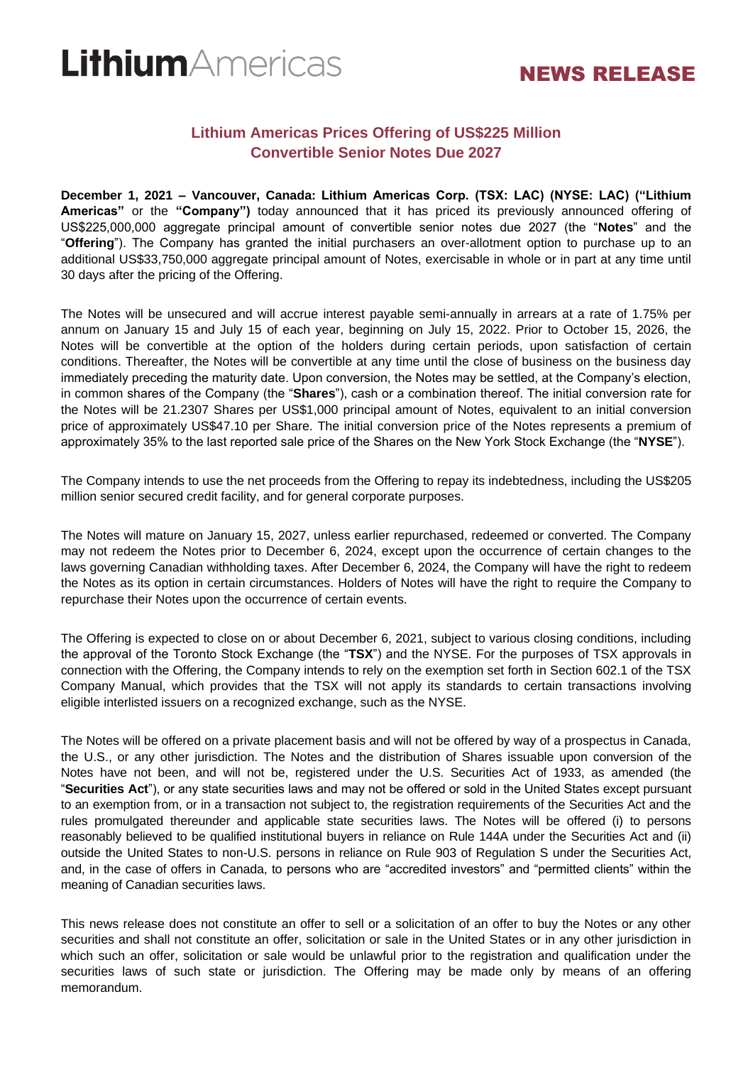# Lithium Americas

**NEWS RELEASE**

## Lithium Americas Prices Offering of US$225 Million Convertible Senior Notes Due 2027

**December 1, 2021 – Vancouver, Canada: Lithium Americas Corp. (TSX: LAC) (NYSE: LAC) ("Lithium Americas"** or the **"Company")** today announced that it has priced its previously announced offering of US$225,000,000 aggregate principal amount of convertible senior notes due 2027 (the "**Notes**" and the "**Offering**"). The Company has granted the initial purchasers an over-allotment option to purchase up to an additional US$33,750,000 aggregate principal amount of Notes, exercisable in whole or in part at any time until 30 days after the pricing of the Offering.

The Notes will be unsecured and will accrue interest payable semi-annually in arrears at a rate of 1.75% per annum on January 15 and July 15 of each year, beginning on July 15, 2022. Prior to October 15, 2026, the Notes will be convertible at the option of the holders during certain periods, upon satisfaction of certain conditions. Thereafter, the Notes will be convertible at any time until the close of business on the business day immediately preceding the maturity date. Upon conversion, the Notes may be settled, at the Company's election, in common shares of the Company (the "**Shares**"), cash or a combination thereof. The initial conversion rate for the Notes will be 21.2307 Shares per US$1,000 principal amount of Notes, equivalent to an initial conversion price of approximately US$47.10 per Share. The initial conversion price of the Notes represents a premium of approximately 35% to the last reported sale price of the Shares on the New York Stock Exchange (the "**NYSE**").

The Company intends to use the net proceeds from the Offering to repay its indebtedness, including the US$205 million senior secured credit facility, and for general corporate purposes.

The Notes will mature on January 15, 2027, unless earlier repurchased, redeemed or converted. The Company may not redeem the Notes prior to December 6, 2024, except upon the occurrence of certain changes to the laws governing Canadian withholding taxes. After December 6, 2024, the Company will have the right to redeem the Notes as its option in certain circumstances. Holders of Notes will have the right to require the Company to repurchase their Notes upon the occurrence of certain events.

The Offering is expected to close on or about December 6, 2021, subject to various closing conditions, including the approval of the Toronto Stock Exchange (the "**TSX**") and the NYSE. For the purposes of TSX approvals in connection with the Offering, the Company intends to rely on the exemption set forth in Section 602.1 of the TSX Company Manual, which provides that the TSX will not apply its standards to certain transactions involving eligible interlisted issuers on a recognized exchange, such as the NYSE.

The Notes will be offered on a private placement basis and will not be offered by way of a prospectus in Canada, the U.S., or any other jurisdiction. The Notes and the distribution of Shares issuable upon conversion of the Notes have not been, and will not be, registered under the U.S. Securities Act of 1933, as amended (the "**Securities Act**"), or any state securities laws and may not be offered or sold in the United States except pursuant to an exemption from, or in a transaction not subject to, the registration requirements of the Securities Act and the rules promulgated thereunder and applicable state securities laws. The Notes will be offered (i) to persons reasonably believed to be qualified institutional buyers in reliance on Rule 144A under the Securities Act and (ii) outside the United States to non-U.S. persons in reliance on Rule 903 of Regulation S under the Securities Act, and, in the case of offers in Canada, to persons who are "accredited investors" and "permitted clients" within the meaning of Canadian securities laws.

This news release does not constitute an offer to sell or a solicitation of an offer to buy the Notes or any other securities and shall not constitute an offer, solicitation or sale in the United States or in any other jurisdiction in which such an offer, solicitation or sale would be unlawful prior to the registration and qualification under the securities laws of such state or jurisdiction. The Offering may be made only by means of an offering memorandum.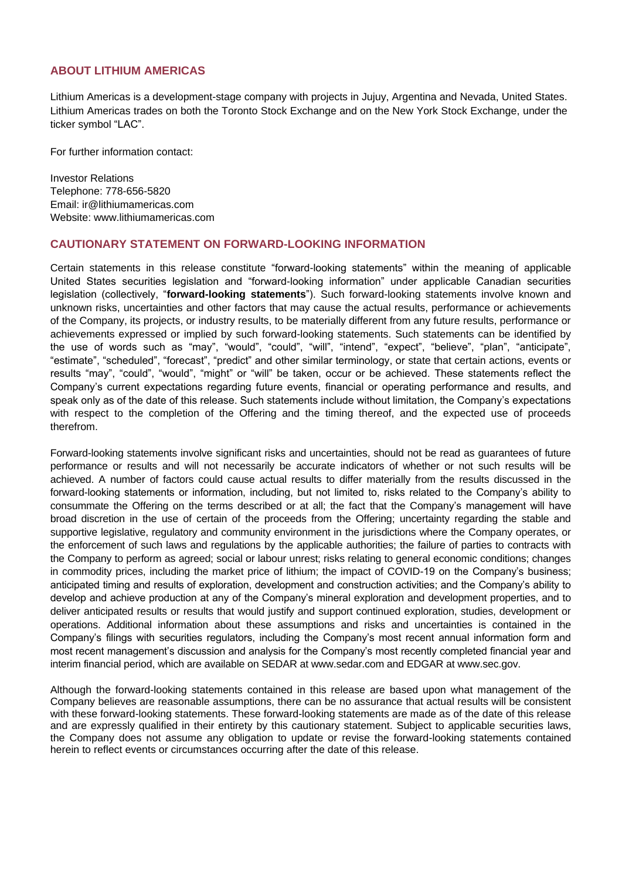## ABOUT LITHIUM AMERICAS

Lithium Americas is a development-stage company with projects in Jujuy, Argentina and Nevada, United States. Lithium Americas trades on both the Toronto Stock Exchange and on the New York Stock Exchange, under the ticker symbol "LAC".

For further information contact:

Investor Relations
Telephone: 778-656-5820
Email: ir@lithiumamericas.com
Website: www.lithiumamericas.com

## CAUTIONARY STATEMENT ON FORWARD-LOOKING INFORMATION

Certain statements in this release constitute "forward-looking statements" within the meaning of applicable United States securities legislation and "forward-looking information" under applicable Canadian securities legislation (collectively, "**forward-looking statements**"). Such forward-looking statements involve known and unknown risks, uncertainties and other factors that may cause the actual results, performance or achievements of the Company, its projects, or industry results, to be materially different from any future results, performance or achievements expressed or implied by such forward-looking statements. Such statements can be identified by the use of words such as "may", "would", "could", "will", "intend", "expect", "believe", "plan", "anticipate", "estimate", "scheduled", "forecast", "predict" and other similar terminology, or state that certain actions, events or results "may", "could", "would", "might" or "will" be taken, occur or be achieved. These statements reflect the Company's current expectations regarding future events, financial or operating performance and results, and speak only as of the date of this release. Such statements include without limitation, the Company's expectations with respect to the completion of the Offering and the timing thereof, and the expected use of proceeds therefrom.

Forward-looking statements involve significant risks and uncertainties, should not be read as guarantees of future performance or results and will not necessarily be accurate indicators of whether or not such results will be achieved. A number of factors could cause actual results to differ materially from the results discussed in the forward-looking statements or information, including, but not limited to, risks related to the Company's ability to consummate the Offering on the terms described or at all; the fact that the Company's management will have broad discretion in the use of certain of the proceeds from the Offering; uncertainty regarding the stable and supportive legislative, regulatory and community environment in the jurisdictions where the Company operates, or the enforcement of such laws and regulations by the applicable authorities; the failure of parties to contracts with the Company to perform as agreed; social or labour unrest; risks relating to general economic conditions; changes in commodity prices, including the market price of lithium; the impact of COVID-19 on the Company's business; anticipated timing and results of exploration, development and construction activities; and the Company's ability to develop and achieve production at any of the Company's mineral exploration and development properties, and to deliver anticipated results or results that would justify and support continued exploration, studies, development or operations. Additional information about these assumptions and risks and uncertainties is contained in the Company's filings with securities regulators, including the Company's most recent annual information form and most recent management's discussion and analysis for the Company's most recently completed financial year and interim financial period, which are available on SEDAR at www.sedar.com and EDGAR at www.sec.gov.

Although the forward-looking statements contained in this release are based upon what management of the Company believes are reasonable assumptions, there can be no assurance that actual results will be consistent with these forward-looking statements. These forward-looking statements are made as of the date of this release and are expressly qualified in their entirety by this cautionary statement. Subject to applicable securities laws, the Company does not assume any obligation to update or revise the forward-looking statements contained herein to reflect events or circumstances occurring after the date of this release.